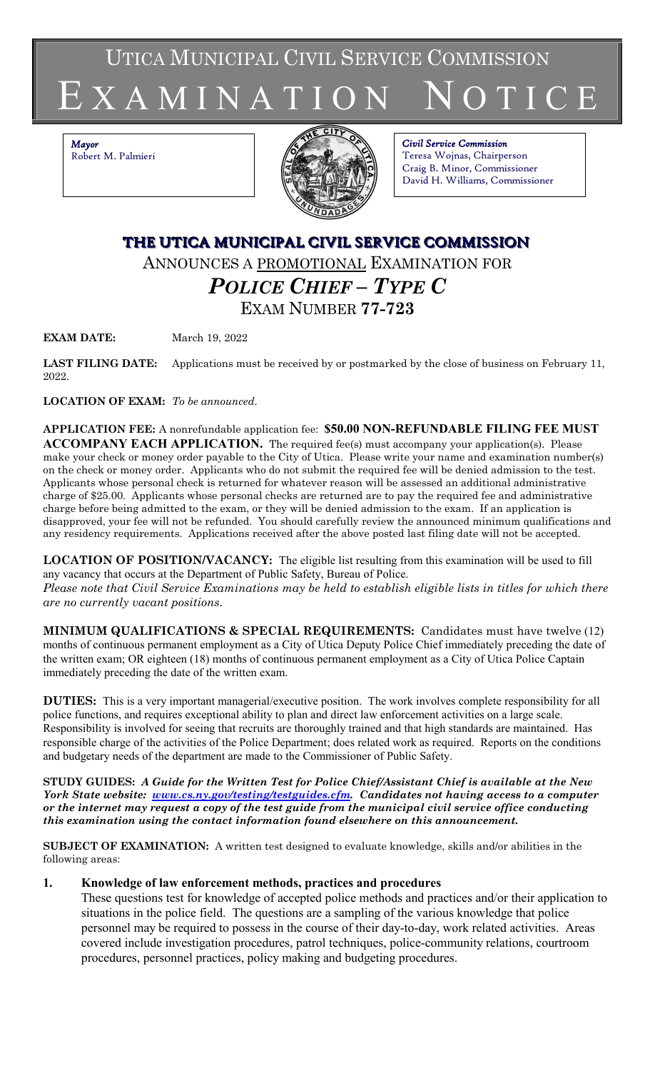# UTICA MUNICIPAL CIVIL SERVICE COMMISSION
# EXAMINATION NOTICE

*Mayor*
Robert M. Palmieri

*Civil Service Commission*
Teresa Wojnas, Chairperson
Craig B. Minor, Commissioner
David H. Williams, Commissioner

## THE UTICA MUNICIPAL CIVIL SERVICE COMMISSION

ANNOUNCES A PROMOTIONAL EXAMINATION FOR

## *POLICE CHIEF – TYPE C*

EXAM NUMBER **77-723**

**EXAM DATE:** March 19, 2022

**LAST FILING DATE:** Applications must be received by or postmarked by the close of business on February 11, 2022.

**LOCATION OF EXAM:** *To be announced.*

**APPLICATION FEE:** A nonrefundable application fee: **$50.00 NON-REFUNDABLE FILING FEE MUST ACCOMPANY EACH APPLICATION.** The required fee(s) must accompany your application(s). Please make your check or money order payable to the City of Utica. Please write your name and examination number(s) on the check or money order. Applicants who do not submit the required fee will be denied admission to the test. Applicants whose personal check is returned for whatever reason will be assessed an additional administrative charge of $25.00. Applicants whose personal checks are returned are to pay the required fee and administrative charge before being admitted to the exam, or they will be denied admission to the exam. If an application is disapproved, your fee will not be refunded. You should carefully review the announced minimum qualifications and any residency requirements. Applications received after the above posted last filing date will not be accepted.

**LOCATION OF POSITION/VACANCY:** The eligible list resulting from this examination will be used to fill any vacancy that occurs at the Department of Public Safety, Bureau of Police.
*Please note that Civil Service Examinations may be held to establish eligible lists in titles for which there are no currently vacant positions.*

**MINIMUM QUALIFICATIONS & SPECIAL REQUIREMENTS:** Candidates must have twelve (12) months of continuous permanent employment as a City of Utica Deputy Police Chief immediately preceding the date of the written exam; OR eighteen (18) months of continuous permanent employment as a City of Utica Police Captain immediately preceding the date of the written exam.

**DUTIES:** This is a very important managerial/executive position. The work involves complete responsibility for all police functions, and requires exceptional ability to plan and direct law enforcement activities on a large scale. Responsibility is involved for seeing that recruits are thoroughly trained and that high standards are maintained. Has responsible charge of the activities of the Police Department; does related work as required. Reports on the conditions and budgetary needs of the department are made to the Commissioner of Public Safety.

**STUDY GUIDES:** ***A Guide for the Written Test for Police Chief/Assistant Chief is available at the New York State website: www.cs.ny.gov/testing/testguides.cfm. Candidates not having access to a computer or the internet may request a copy of the test guide from the municipal civil service office conducting this examination using the contact information found elsewhere on this announcement.***

**SUBJECT OF EXAMINATION:** A written test designed to evaluate knowledge, skills and/or abilities in the following areas:

1. **Knowledge of law enforcement methods, practices and procedures**
   These questions test for knowledge of accepted police methods and practices and/or their application to situations in the police field. The questions are a sampling of the various knowledge that police personnel may be required to possess in the course of their day-to-day, work related activities. Areas covered include investigation procedures, patrol techniques, police-community relations, courtroom procedures, personnel practices, policy making and budgeting procedures.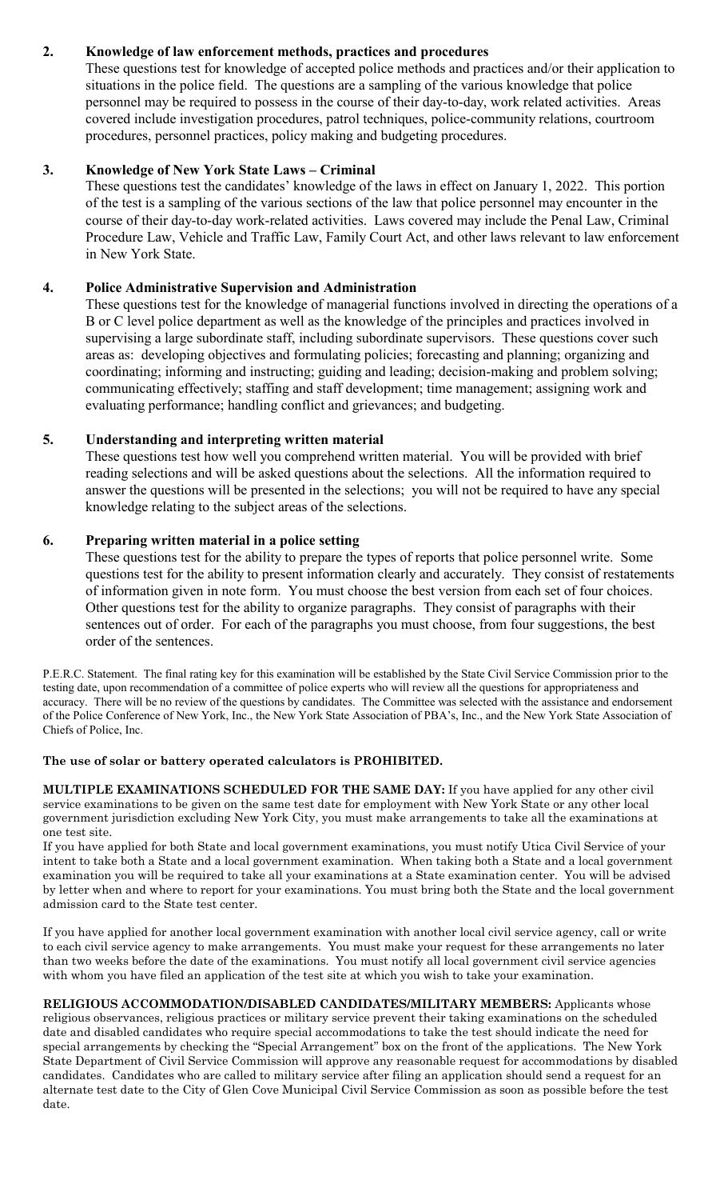2. **Knowledge of law enforcement methods, practices and procedures**

   These questions test for knowledge of accepted police methods and practices and/or their application to situations in the police field. The questions are a sampling of the various knowledge that police personnel may be required to possess in the course of their day-to-day, work related activities. Areas covered include investigation procedures, patrol techniques, police-community relations, courtroom procedures, personnel practices, policy making and budgeting procedures.

3. **Knowledge of New York State Laws – Criminal**

   These questions test the candidates' knowledge of the laws in effect on January 1, 2022. This portion of the test is a sampling of the various sections of the law that police personnel may encounter in the course of their day-to-day work-related activities. Laws covered may include the Penal Law, Criminal Procedure Law, Vehicle and Traffic Law, Family Court Act, and other laws relevant to law enforcement in New York State.

4. **Police Administrative Supervision and Administration**

   These questions test for the knowledge of managerial functions involved in directing the operations of a B or C level police department as well as the knowledge of the principles and practices involved in supervising a large subordinate staff, including subordinate supervisors. These questions cover such areas as: developing objectives and formulating policies; forecasting and planning; organizing and coordinating; informing and instructing; guiding and leading; decision-making and problem solving; communicating effectively; staffing and staff development; time management; assigning work and evaluating performance; handling conflict and grievances; and budgeting.

5. **Understanding and interpreting written material**

   These questions test how well you comprehend written material. You will be provided with brief reading selections and will be asked questions about the selections. All the information required to answer the questions will be presented in the selections; you will not be required to have any special knowledge relating to the subject areas of the selections.

6. **Preparing written material in a police setting**

   These questions test for the ability to prepare the types of reports that police personnel write. Some questions test for the ability to present information clearly and accurately. They consist of restatements of information given in note form. You must choose the best version from each set of four choices. Other questions test for the ability to organize paragraphs. They consist of paragraphs with their sentences out of order. For each of the paragraphs you must choose, from four suggestions, the best order of the sentences.

P.E.R.C. Statement. The final rating key for this examination will be established by the State Civil Service Commission prior to the testing date, upon recommendation of a committee of police experts who will review all the questions for appropriateness and accuracy. There will be no review of the questions by candidates. The Committee was selected with the assistance and endorsement of the Police Conference of New York, Inc., the New York State Association of PBA's, Inc., and the New York State Association of Chiefs of Police, Inc.

**The use of solar or battery operated calculators is PROHIBITED.**

**MULTIPLE EXAMINATIONS SCHEDULED FOR THE SAME DAY:** If you have applied for any other civil service examinations to be given on the same test date for employment with New York State or any other local government jurisdiction excluding New York City, you must make arrangements to take all the examinations at one test site.

If you have applied for both State and local government examinations, you must notify Utica Civil Service of your intent to take both a State and a local government examination. When taking both a State and a local government examination you will be required to take all your examinations at a State examination center. You will be advised by letter when and where to report for your examinations. You must bring both the State and the local government admission card to the State test center.

If you have applied for another local government examination with another local civil service agency, call or write to each civil service agency to make arrangements. You must make your request for these arrangements no later than two weeks before the date of the examinations. You must notify all local government civil service agencies with whom you have filed an application of the test site at which you wish to take your examination.

**RELIGIOUS ACCOMMODATION/DISABLED CANDIDATES/MILITARY MEMBERS:** Applicants whose religious observances, religious practices or military service prevent their taking examinations on the scheduled date and disabled candidates who require special accommodations to take the test should indicate the need for special arrangements by checking the "Special Arrangement" box on the front of the applications. The New York State Department of Civil Service Commission will approve any reasonable request for accommodations by disabled candidates. Candidates who are called to military service after filing an application should send a request for an alternate test date to the City of Glen Cove Municipal Civil Service Commission as soon as possible before the test date.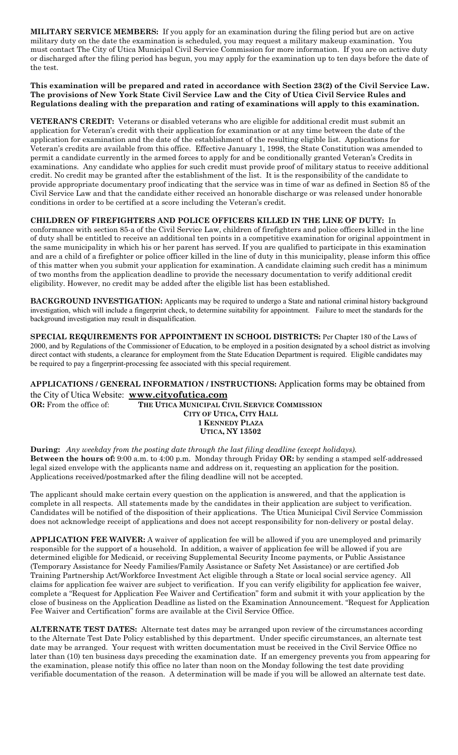**MILITARY SERVICE MEMBERS:** If you apply for an examination during the filing period but are on active military duty on the date the examination is scheduled, you may request a military makeup examination. You must contact The City of Utica Municipal Civil Service Commission for more information. If you are on active duty or discharged after the filing period has begun, you may apply for the examination up to ten days before the date of the test.

**This examination will be prepared and rated in accordance with Section 23(2) of the Civil Service Law. The provisions of New York State Civil Service Law and the City of Utica Civil Service Rules and Regulations dealing with the preparation and rating of examinations will apply to this examination.**

**VETERAN'S CREDIT:** Veterans or disabled veterans who are eligible for additional credit must submit an application for Veteran's credit with their application for examination or at any time between the date of the application for examination and the date of the establishment of the resulting eligible list. Applications for Veteran's credits are available from this office. Effective January 1, 1998, the State Constitution was amended to permit a candidate currently in the armed forces to apply for and be conditionally granted Veteran's Credits in examinations. Any candidate who applies for such credit must provide proof of military status to receive additional credit. No credit may be granted after the establishment of the list. It is the responsibility of the candidate to provide appropriate documentary proof indicating that the service was in time of war as defined in Section 85 of the Civil Service Law and that the candidate either received an honorable discharge or was released under honorable conditions in order to be certified at a score including the Veteran's credit.

**CHILDREN OF FIREFIGHTERS AND POLICE OFFICERS KILLED IN THE LINE OF DUTY:** In conformance with section 85-a of the Civil Service Law, children of firefighters and police officers killed in the line of duty shall be entitled to receive an additional ten points in a competitive examination for original appointment in the same municipality in which his or her parent has served. If you are qualified to participate in this examination and are a child of a firefighter or police officer killed in the line of duty in this municipality, please inform this office of this matter when you submit your application for examination. A candidate claiming such credit has a minimum of two months from the application deadline to provide the necessary documentation to verify additional credit eligibility. However, no credit may be added after the eligible list has been established.

**BACKGROUND INVESTIGATION:** Applicants may be required to undergo a State and national criminal history background investigation, which will include a fingerprint check, to determine suitability for appointment. Failure to meet the standards for the background investigation may result in disqualification.

**SPECIAL REQUIREMENTS FOR APPOINTMENT IN SCHOOL DISTRICTS:** Per Chapter 180 of the Laws of 2000, and by Regulations of the Commissioner of Education, to be employed in a position designated by a school district as involving direct contact with students, a clearance for employment from the State Education Department is required. Eligible candidates may be required to pay a fingerprint-processing fee associated with this special requirement.

**APPLICATIONS / GENERAL INFORMATION / INSTRUCTIONS:** Application forms may be obtained from the City of Utica Website: **www.cityofutica.com**

**OR:** From the office of: **THE UTICA MUNICIPAL CIVIL SERVICE COMMISSION**
**CITY OF UTICA, CITY HALL**
**1 KENNEDY PLAZA**
**UTICA, NY 13502**

**During:** *Any weekday from the posting date through the last filing deadline (except holidays).*
**Between the hours of:** 9:00 a.m. to 4:00 p.m. Monday through Friday **OR:** by sending a stamped self-addressed legal sized envelope with the applicants name and address on it, requesting an application for the position. Applications received/postmarked after the filing deadline will not be accepted.

The applicant should make certain every question on the application is answered, and that the application is complete in all respects. All statements made by the candidates in their application are subject to verification. Candidates will be notified of the disposition of their applications. The Utica Municipal Civil Service Commission does not acknowledge receipt of applications and does not accept responsibility for non-delivery or postal delay.

**APPLICATION FEE WAIVER:** A waiver of application fee will be allowed if you are unemployed and primarily responsible for the support of a household. In addition, a waiver of application fee will be allowed if you are determined eligible for Medicaid, or receiving Supplemental Security Income payments, or Public Assistance (Temporary Assistance for Needy Families/Family Assistance or Safety Net Assistance) or are certified Job Training Partnership Act/Workforce Investment Act eligible through a State or local social service agency. All claims for application fee waiver are subject to verification. If you can verify eligibility for application fee waiver, complete a "Request for Application Fee Waiver and Certification" form and submit it with your application by the close of business on the Application Deadline as listed on the Examination Announcement. "Request for Application Fee Waiver and Certification" forms are available at the Civil Service Office.

**ALTERNATE TEST DATES:** Alternate test dates may be arranged upon review of the circumstances according to the Alternate Test Date Policy established by this department. Under specific circumstances, an alternate test date may be arranged. Your request with written documentation must be received in the Civil Service Office no later than (10) ten business days preceding the examination date. If an emergency prevents you from appearing for the examination, please notify this office no later than noon on the Monday following the test date providing verifiable documentation of the reason. A determination will be made if you will be allowed an alternate test date.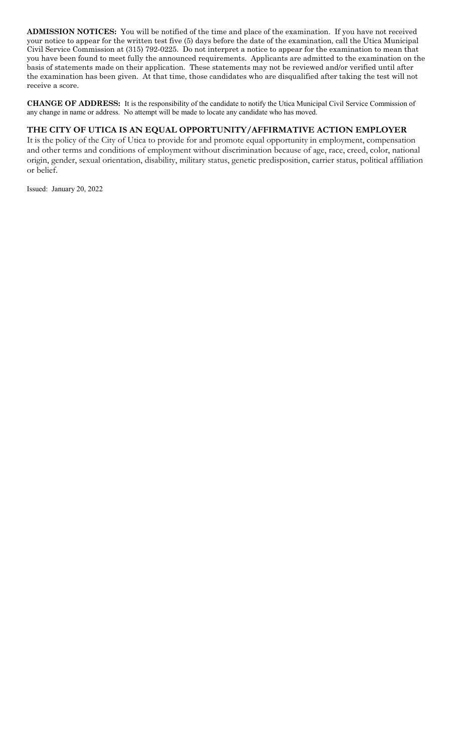**ADMISSION NOTICES:** You will be notified of the time and place of the examination. If you have not received your notice to appear for the written test five (5) days before the date of the examination, call the Utica Municipal Civil Service Commission at (315) 792-0225. Do not interpret a notice to appear for the examination to mean that you have been found to meet fully the announced requirements. Applicants are admitted to the examination on the basis of statements made on their application. These statements may not be reviewed and/or verified until after the examination has been given. At that time, those candidates who are disqualified after taking the test will not receive a score.

**CHANGE OF ADDRESS:** It is the responsibility of the candidate to notify the Utica Municipal Civil Service Commission of any change in name or address. No attempt will be made to locate any candidate who has moved.

## THE CITY OF UTICA IS AN EQUAL OPPORTUNITY/AFFIRMATIVE ACTION EMPLOYER

It is the policy of the City of Utica to provide for and promote equal opportunity in employment, compensation and other terms and conditions of employment without discrimination because of age, race, creed, color, national origin, gender, sexual orientation, disability, military status, genetic predisposition, carrier status, political affiliation or belief.

Issued: January 20, 2022